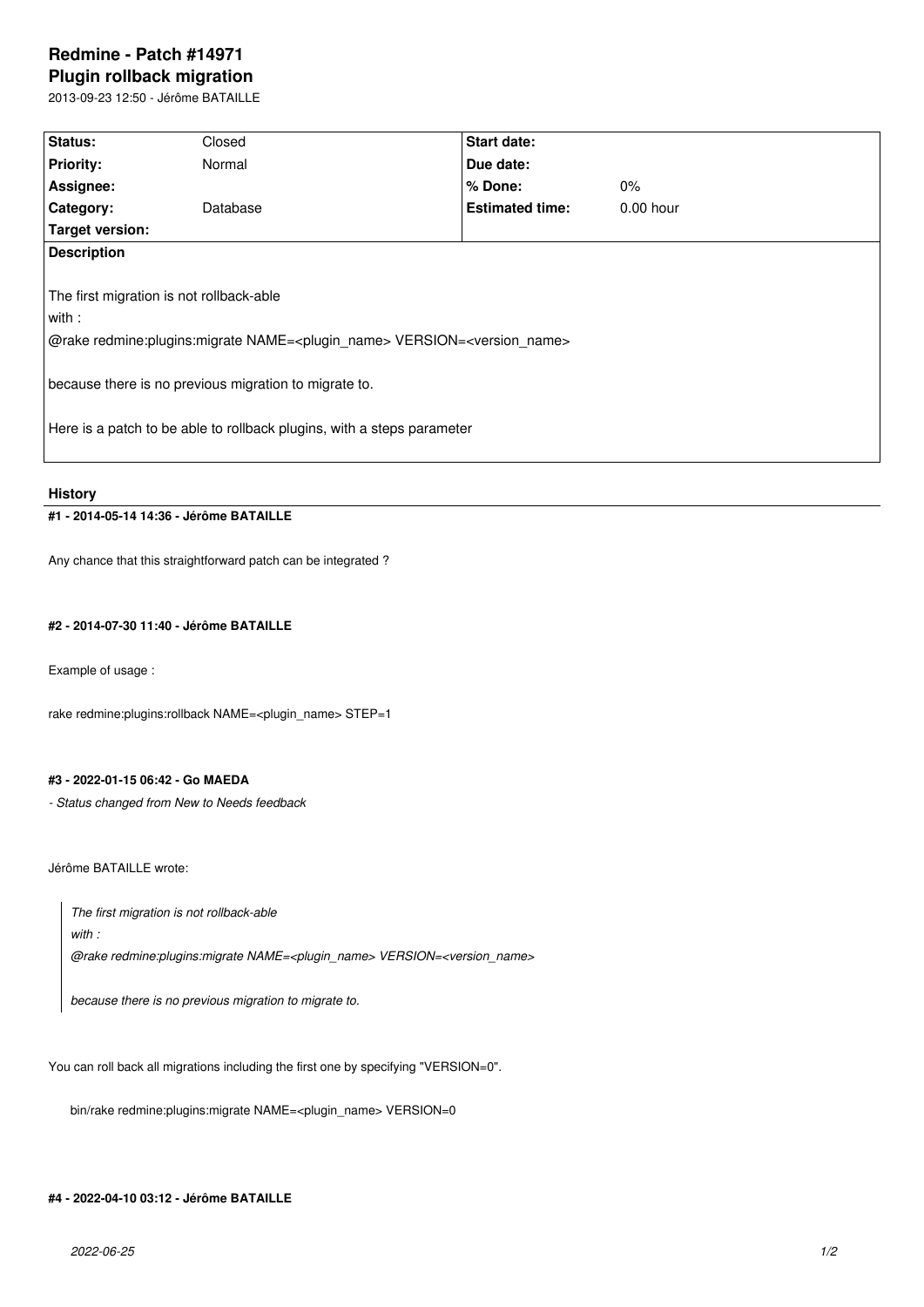# Redmine - Patch #14971

## Plugin rollback migration

2013-09-23 12:50 - Jérôme BATAILLE

| Status: | Closed | Start date: | |
|---|---|---|---|
| Priority: | Normal | Due date: | |
| Assignee: | | % Done: | 0% |
| Category: | Database | Estimated time: | 0.00 hour |
| Target version: | | | |

**Description**

The first migration is not rollback-able
with :
@rake redmine:plugins:migrate NAME=<plugin_name> VERSION=<version_name>

because there is no previous migration to migrate to.

Here is a patch to be able to rollback plugins, with a steps parameter

### History

#### #1 - 2014-05-14 14:36 - Jérôme BATAILLE

Any chance that this straightforward patch can be integrated ?

#### #2 - 2014-07-30 11:40 - Jérôme BATAILLE

Example of usage :

rake redmine:plugins:rollback NAME=<plugin_name> STEP=1

#### #3 - 2022-01-15 06:42 - Go MAEDA

*- Status changed from New to Needs feedback*

Jérôme BATAILLE wrote:

> *The first migration is not rollback-able*
> *with :*
> *@rake redmine:plugins:migrate NAME=<plugin_name> VERSION=<version_name>*
>
> *because there is no previous migration to migrate to.*

You can roll back all migrations including the first one by specifying "VERSION=0".

```
bin/rake redmine:plugins:migrate NAME=<plugin_name> VERSION=0
```

#### #4 - 2022-04-10 03:12 - Jérôme BATAILLE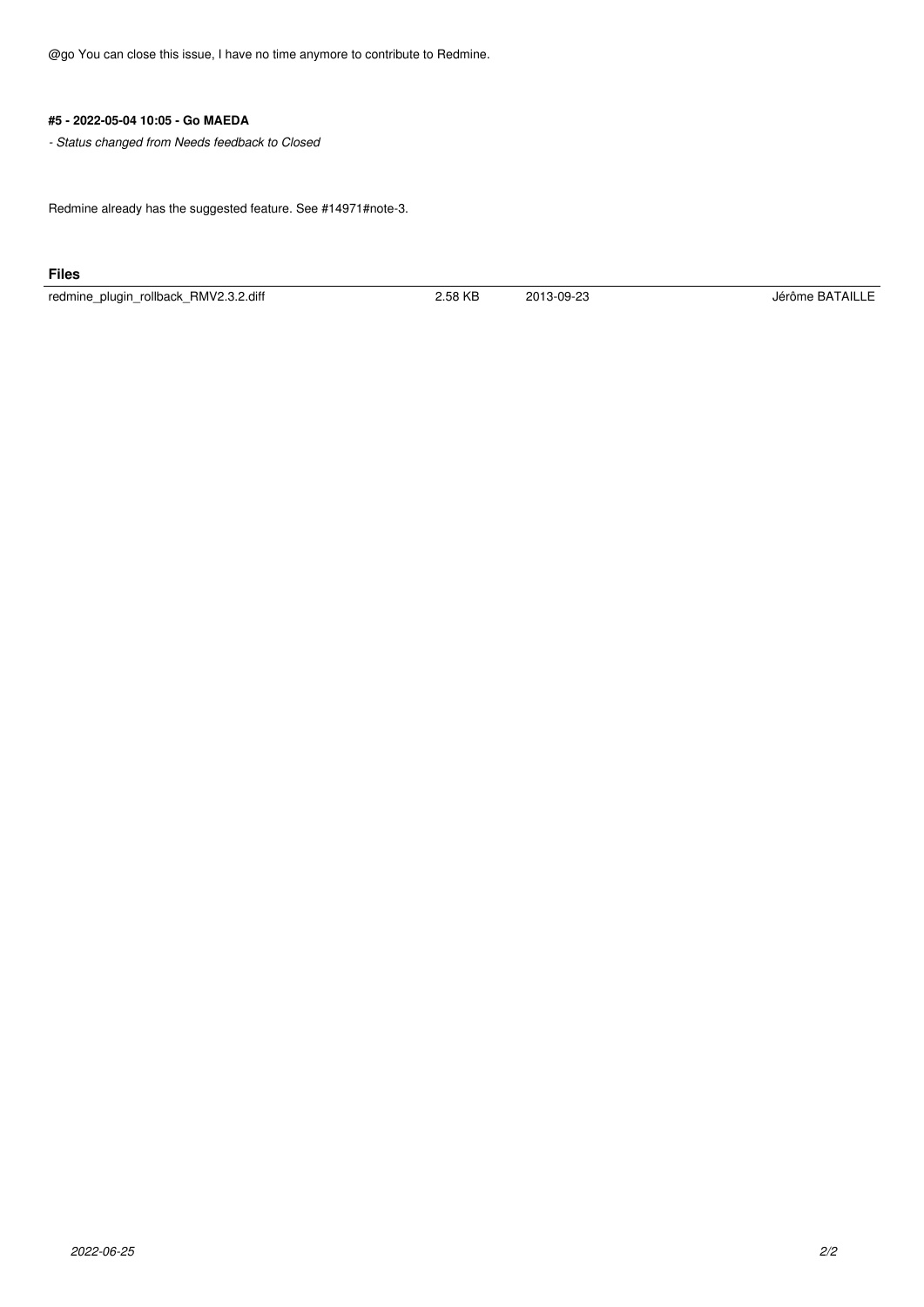@go You can close this issue, I have no time anymore to contribute to Redmine.

#### #5 - 2022-05-04 10:05 - Go MAEDA

*- Status changed from Needs feedback to Closed*

Redmine already has the suggested feature. See #14971#note-3.

### Files

| | | | |
|---|---|---|---|
| redmine_plugin_rollback_RMV2.3.2.diff | 2.58 KB | 2013-09-23 | Jérôme BATAILLE |